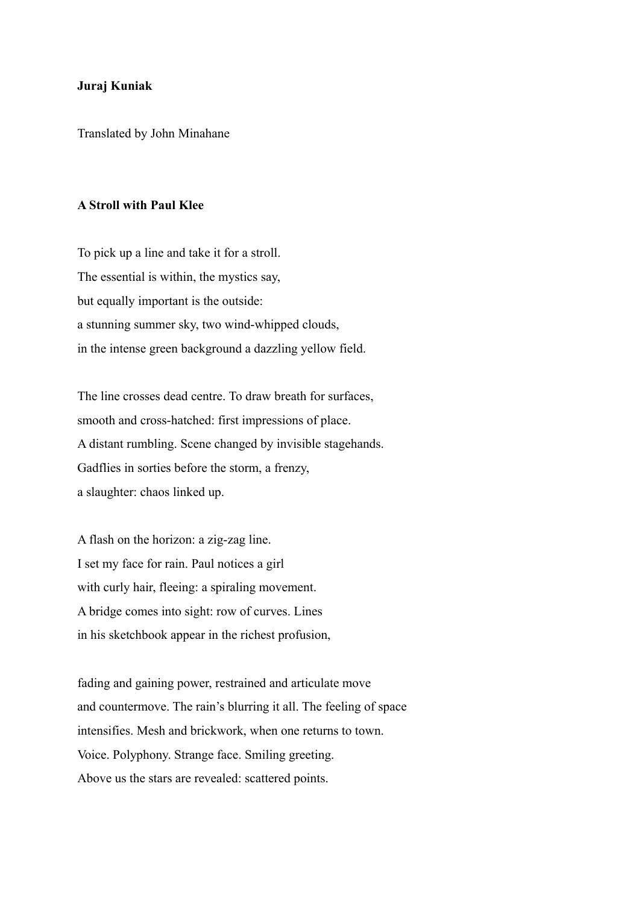**Juraj Kuniak**

Translated by John Minahane

## A Stroll with Paul Klee

To pick up a line and take it for a stroll.  
The essential is within, the mystics say,  
but equally important is the outside:  
a stunning summer sky, two wind-whipped clouds,  
in the intense green background a dazzling yellow field.

The line crosses dead centre. To draw breath for surfaces,  
smooth and cross-hatched: first impressions of place.  
A distant rumbling. Scene changed by invisible stagehands.  
Gadflies in sorties before the storm, a frenzy,  
a slaughter: chaos linked up.

A flash on the horizon: a zig-zag line.  
I set my face for rain. Paul notices a girl  
with curly hair, fleeing: a spiraling movement.  
A bridge comes into sight: row of curves. Lines  
in his sketchbook appear in the richest profusion,

fading and gaining power, restrained and articulate move  
and countermove. The rain's blurring it all. The feeling of space  
intensifies. Mesh and brickwork, when one returns to town.  
Voice. Polyphony. Strange face. Smiling greeting.  
Above us the stars are revealed: scattered points.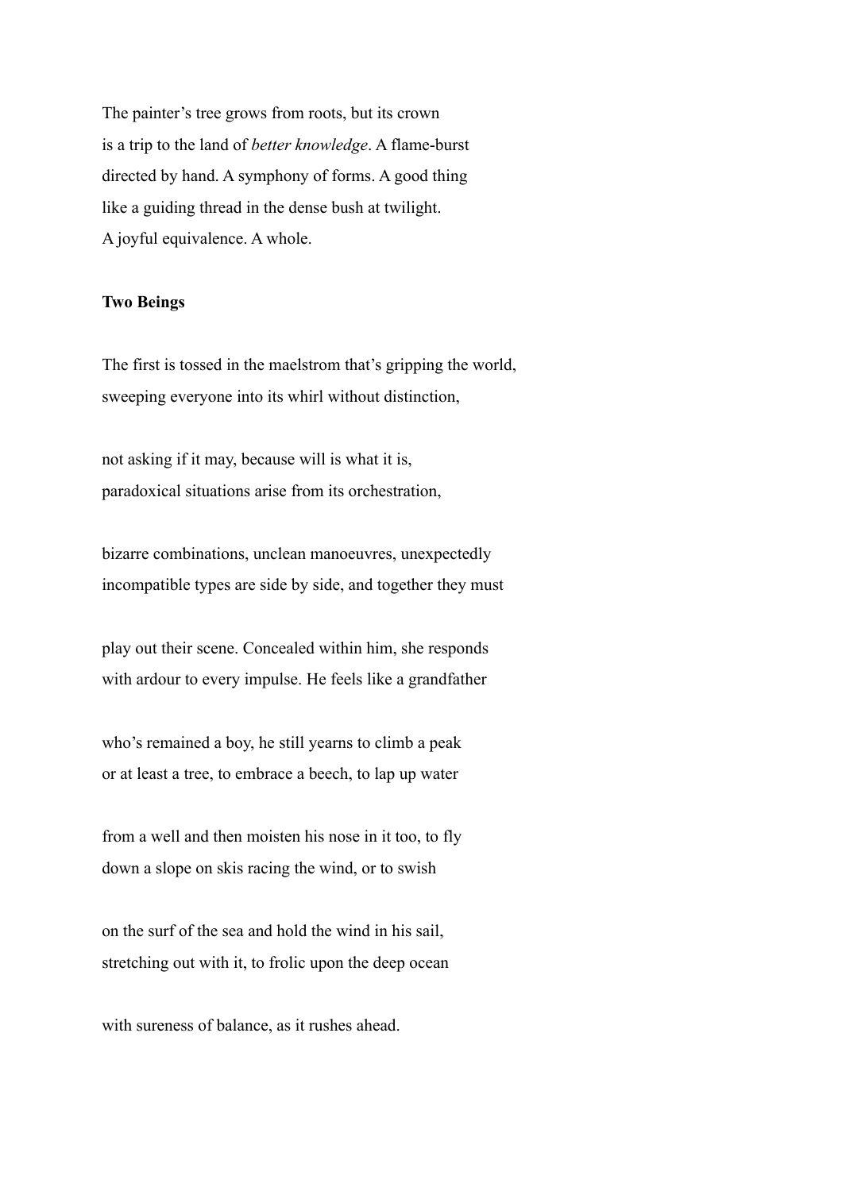The painter's tree grows from roots, but its crown
is a trip to the land of *better knowledge*. A flame-burst
directed by hand. A symphony of forms. A good thing
like a guiding thread in the dense bush at twilight.
A joyful equivalence. A whole.

**Two Beings**

The first is tossed in the maelstrom that's gripping the world,
sweeping everyone into its whirl without distinction,

not asking if it may, because will is what it is,
paradoxical situations arise from its orchestration,

bizarre combinations, unclean manoeuvres, unexpectedly
incompatible types are side by side, and together they must

play out their scene. Concealed within him, she responds
with ardour to every impulse. He feels like a grandfather

who's remained a boy, he still yearns to climb a peak
or at least a tree, to embrace a beech, to lap up water

from a well and then moisten his nose in it too, to fly
down a slope on skis racing the wind, or to swish

on the surf of the sea and hold the wind in his sail,
stretching out with it, to frolic upon the deep ocean

with sureness of balance, as it rushes ahead.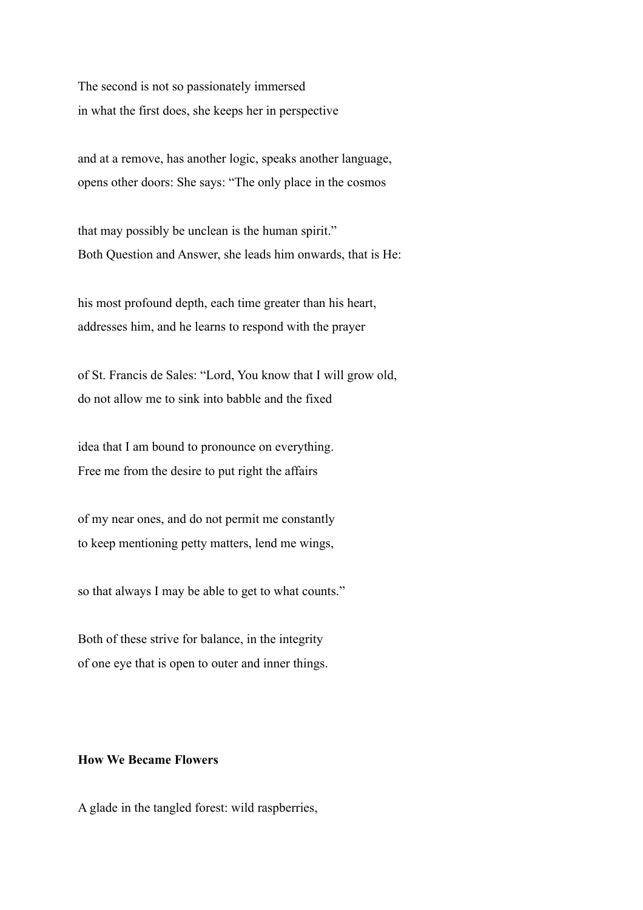The second is not so passionately immersed
in what the first does, she keeps her in perspective

and at a remove, has another logic, speaks another language,
opens other doors: She says: "The only place in the cosmos

that may possibly be unclean is the human spirit."
Both Question and Answer, she leads him onwards, that is He:

his most profound depth, each time greater than his heart,
addresses him, and he learns to respond with the prayer

of St. Francis de Sales: "Lord, You know that I will grow old,
do not allow me to sink into babble and the fixed

idea that I am bound to pronounce on everything.
Free me from the desire to put right the affairs

of my near ones, and do not permit me constantly
to keep mentioning petty matters, lend me wings,

so that always I may be able to get to what counts."

Both of these strive for balance, in the integrity
of one eye that is open to outer and inner things.

**How We Became Flowers**

A glade in the tangled forest: wild raspberries,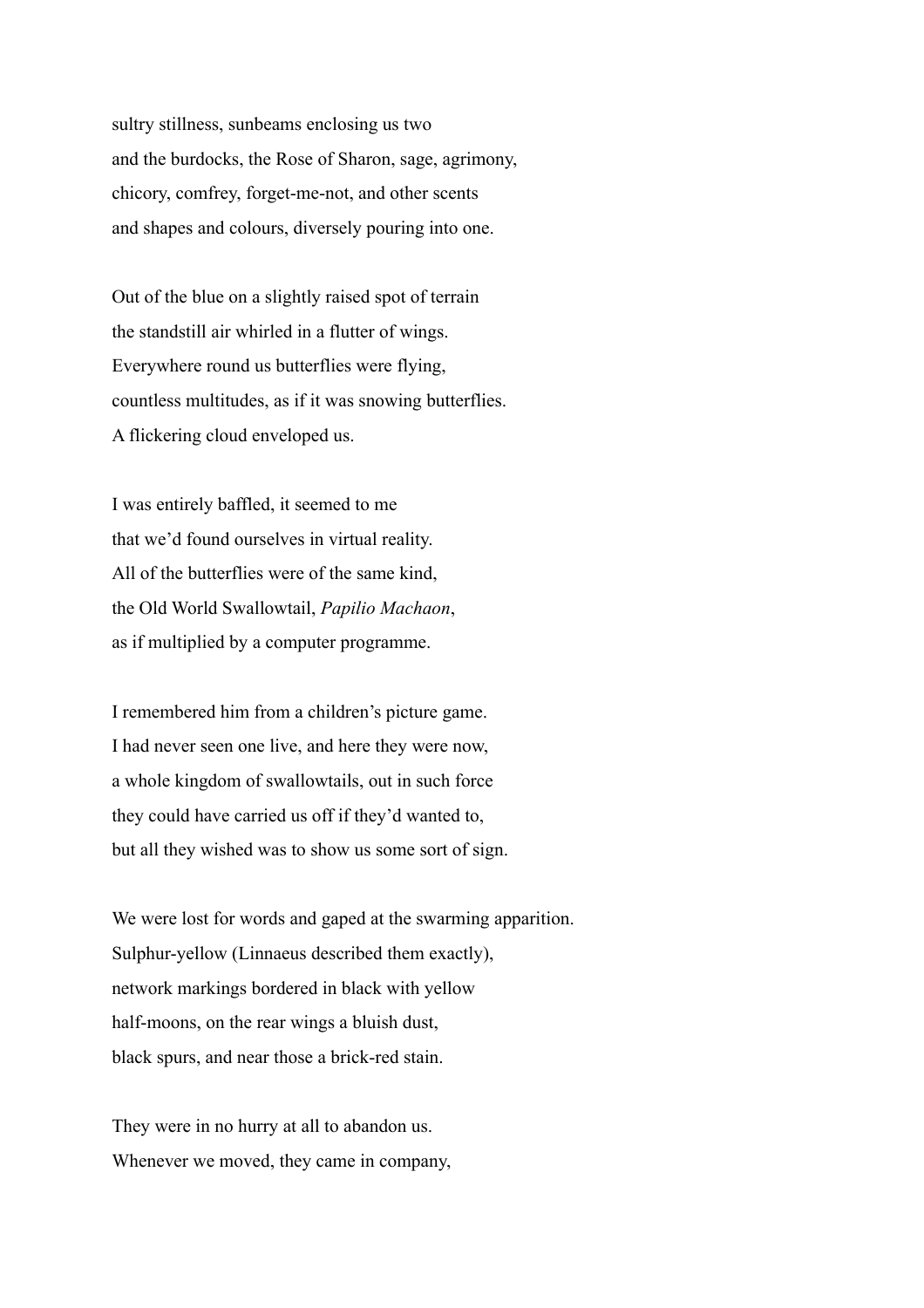sultry stillness, sunbeams enclosing us two
and the burdocks, the Rose of Sharon, sage, agrimony,
chicory, comfrey, forget-me-not, and other scents
and shapes and colours, diversely pouring into one.

Out of the blue on a slightly raised spot of terrain
the standstill air whirled in a flutter of wings.
Everywhere round us butterflies were flying,
countless multitudes, as if it was snowing butterflies.
A flickering cloud enveloped us.

I was entirely baffled, it seemed to me
that we'd found ourselves in virtual reality.
All of the butterflies were of the same kind,
the Old World Swallowtail, *Papilio Machaon*,
as if multiplied by a computer programme.

I remembered him from a children's picture game.
I had never seen one live, and here they were now,
a whole kingdom of swallowtails, out in such force
they could have carried us off if they'd wanted to,
but all they wished was to show us some sort of sign.

We were lost for words and gaped at the swarming apparition.
Sulphur-yellow (Linnaeus described them exactly),
network markings bordered in black with yellow
half-moons, on the rear wings a bluish dust,
black spurs, and near those a brick-red stain.

They were in no hurry at all to abandon us.
Whenever we moved, they came in company,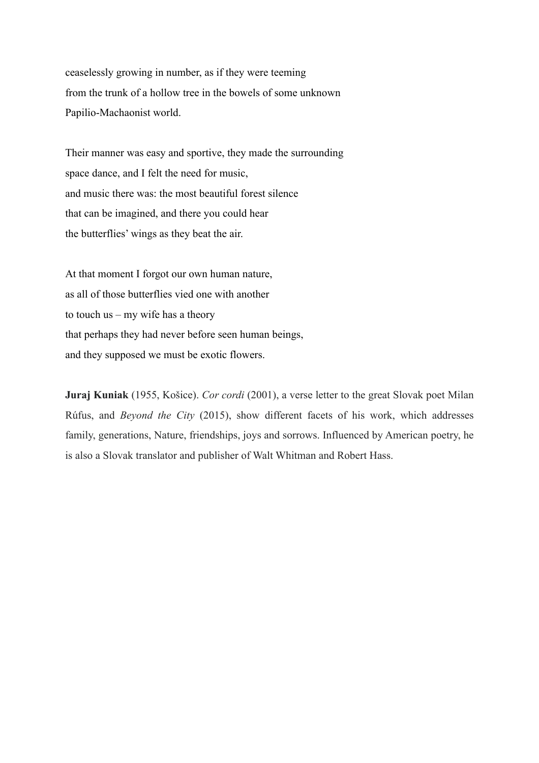ceaselessly growing in number, as if they were teeming
from the trunk of a hollow tree in the bowels of some unknown
Papilio-Machaonist world.

Their manner was easy and sportive, they made the surrounding
space dance, and I felt the need for music,
and music there was: the most beautiful forest silence
that can be imagined, and there you could hear
the butterflies' wings as they beat the air.

At that moment I forgot our own human nature,
as all of those butterflies vied one with another
to touch us – my wife has a theory
that perhaps they had never before seen human beings,
and they supposed we must be exotic flowers.

**Juraj Kuniak** (1955, Košice). *Cor cordi* (2001), a verse letter to the great Slovak poet Milan Rúfus, and *Beyond the City* (2015), show different facets of his work, which addresses family, generations, Nature, friendships, joys and sorrows. Influenced by American poetry, he is also a Slovak translator and publisher of Walt Whitman and Robert Hass.